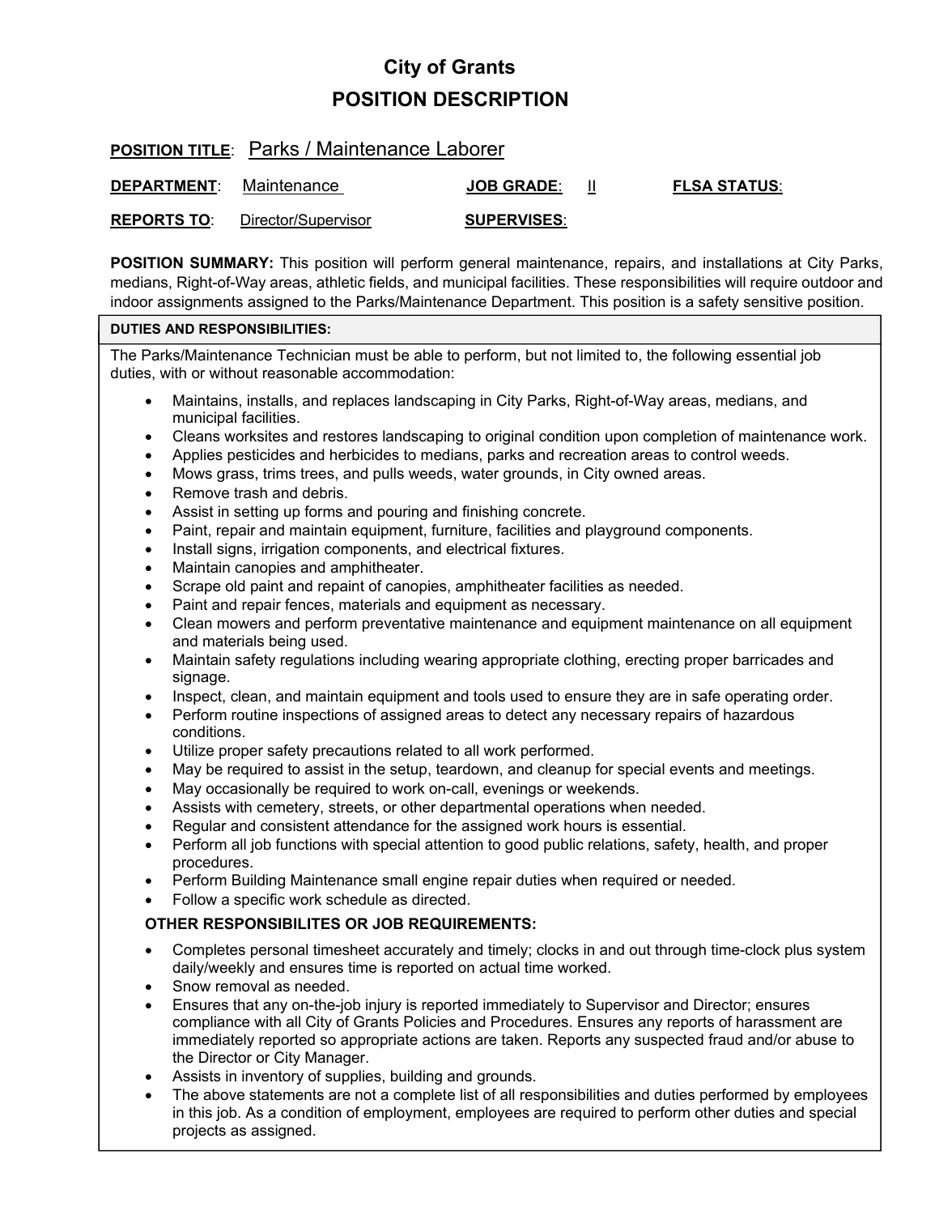# City of Grants

## POSITION DESCRIPTION

**POSITION TITLE**: Parks / Maintenance Laborer

**DEPARTMENT**: Maintenance **JOB GRADE**: II **FLSA STATUS**:

**REPORTS TO**: Director/Supervisor **SUPERVISES**:

**POSITION SUMMARY:** This position will perform general maintenance, repairs, and installations at City Parks, medians, Right-of-Way areas, athletic fields, and municipal facilities. These responsibilities will require outdoor and indoor assignments assigned to the Parks/Maintenance Department. This position is a safety sensitive position.

**DUTIES AND RESPONSIBILITIES:**

The Parks/Maintenance Technician must be able to perform, but not limited to, the following essential job duties, with or without reasonable accommodation:

- Maintains, installs, and replaces landscaping in City Parks, Right-of-Way areas, medians, and municipal facilities.
- Cleans worksites and restores landscaping to original condition upon completion of maintenance work.
- Applies pesticides and herbicides to medians, parks and recreation areas to control weeds.
- Mows grass, trims trees, and pulls weeds, water grounds, in City owned areas.
- Remove trash and debris.
- Assist in setting up forms and pouring and finishing concrete.
- Paint, repair and maintain equipment, furniture, facilities and playground components.
- Install signs, irrigation components, and electrical fixtures.
- Maintain canopies and amphitheater.
- Scrape old paint and repaint of canopies, amphitheater facilities as needed.
- Paint and repair fences, materials and equipment as necessary.
- Clean mowers and perform preventative maintenance and equipment maintenance on all equipment and materials being used.
- Maintain safety regulations including wearing appropriate clothing, erecting proper barricades and signage.
- Inspect, clean, and maintain equipment and tools used to ensure they are in safe operating order.
- Perform routine inspections of assigned areas to detect any necessary repairs of hazardous conditions.
- Utilize proper safety precautions related to all work performed.
- May be required to assist in the setup, teardown, and cleanup for special events and meetings.
- May occasionally be required to work on-call, evenings or weekends.
- Assists with cemetery, streets, or other departmental operations when needed.
- Regular and consistent attendance for the assigned work hours is essential.
- Perform all job functions with special attention to good public relations, safety, health, and proper procedures.
- Perform Building Maintenance small engine repair duties when required or needed.
- Follow a specific work schedule as directed.

**OTHER RESPONSIBILITES OR JOB REQUIREMENTS:**

- Completes personal timesheet accurately and timely; clocks in and out through time-clock plus system daily/weekly and ensures time is reported on actual time worked.
- Snow removal as needed.
- Ensures that any on-the-job injury is reported immediately to Supervisor and Director; ensures compliance with all City of Grants Policies and Procedures. Ensures any reports of harassment are immediately reported so appropriate actions are taken. Reports any suspected fraud and/or abuse to the Director or City Manager.
- Assists in inventory of supplies, building and grounds.
- The above statements are not a complete list of all responsibilities and duties performed by employees in this job. As a condition of employment, employees are required to perform other duties and special projects as assigned.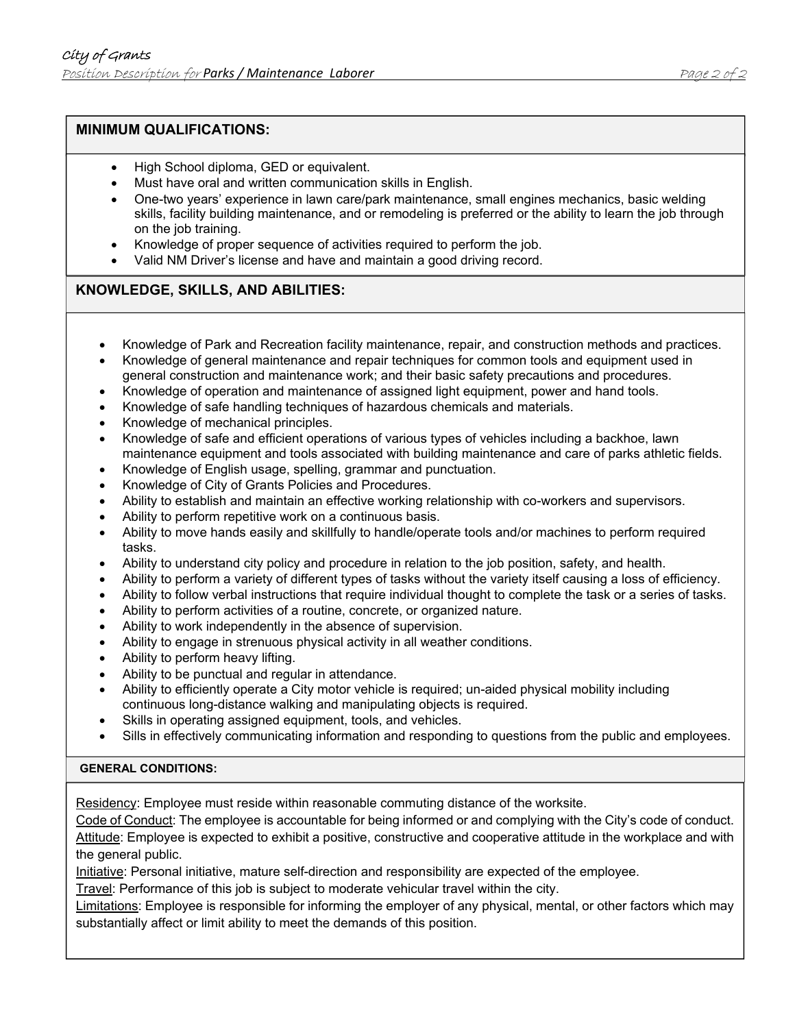## MINIMUM QUALIFICATIONS:

- High School diploma, GED or equivalent.
- Must have oral and written communication skills in English.
- One-two years' experience in lawn care/park maintenance, small engines mechanics, basic welding skills, facility building maintenance, and or remodeling is preferred or the ability to learn the job through on the job training.
- Knowledge of proper sequence of activities required to perform the job.
- Valid NM Driver's license and have and maintain a good driving record.

## KNOWLEDGE, SKILLS, AND ABILITIES:

- Knowledge of Park and Recreation facility maintenance, repair, and construction methods and practices.
- Knowledge of general maintenance and repair techniques for common tools and equipment used in general construction and maintenance work; and their basic safety precautions and procedures.
- Knowledge of operation and maintenance of assigned light equipment, power and hand tools.
- Knowledge of safe handling techniques of hazardous chemicals and materials.
- Knowledge of mechanical principles.
- Knowledge of safe and efficient operations of various types of vehicles including a backhoe, lawn maintenance equipment and tools associated with building maintenance and care of parks athletic fields.
- Knowledge of English usage, spelling, grammar and punctuation.
- Knowledge of City of Grants Policies and Procedures.
- Ability to establish and maintain an effective working relationship with co-workers and supervisors.
- Ability to perform repetitive work on a continuous basis.
- Ability to move hands easily and skillfully to handle/operate tools and/or machines to perform required tasks.
- Ability to understand city policy and procedure in relation to the job position, safety, and health.
- Ability to perform a variety of different types of tasks without the variety itself causing a loss of efficiency.
- Ability to follow verbal instructions that require individual thought to complete the task or a series of tasks.
- Ability to perform activities of a routine, concrete, or organized nature.
- Ability to work independently in the absence of supervision.
- Ability to engage in strenuous physical activity in all weather conditions.
- Ability to perform heavy lifting.
- Ability to be punctual and regular in attendance.
- Ability to efficiently operate a City motor vehicle is required; un-aided physical mobility including continuous long-distance walking and manipulating objects is required.
- Skills in operating assigned equipment, tools, and vehicles.
- Sills in effectively communicating information and responding to questions from the public and employees.

## GENERAL CONDITIONS:

Residency: Employee must reside within reasonable commuting distance of the worksite.
Code of Conduct: The employee is accountable for being informed or and complying with the City's code of conduct.
Attitude: Employee is expected to exhibit a positive, constructive and cooperative attitude in the workplace and with the general public.
Initiative: Personal initiative, mature self-direction and responsibility are expected of the employee.
Travel: Performance of this job is subject to moderate vehicular travel within the city.
Limitations: Employee is responsible for informing the employer of any physical, mental, or other factors which may substantially affect or limit ability to meet the demands of this position.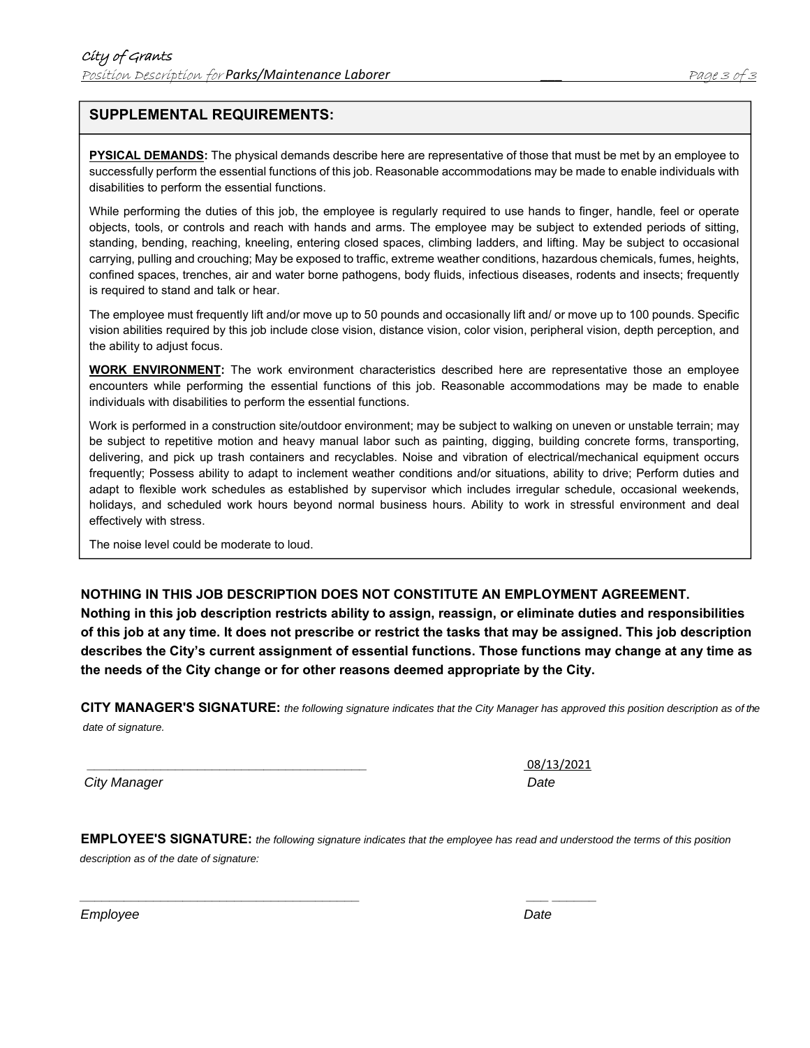## SUPPLEMENTAL REQUIREMENTS:

**PYSICAL DEMANDS:** The physical demands describe here are representative of those that must be met by an employee to successfully perform the essential functions of this job. Reasonable accommodations may be made to enable individuals with disabilities to perform the essential functions.

While performing the duties of this job, the employee is regularly required to use hands to finger, handle, feel or operate objects, tools, or controls and reach with hands and arms. The employee may be subject to extended periods of sitting, standing, bending, reaching, kneeling, entering closed spaces, climbing ladders, and lifting. May be subject to occasional carrying, pulling and crouching; May be exposed to traffic, extreme weather conditions, hazardous chemicals, fumes, heights, confined spaces, trenches, air and water borne pathogens, body fluids, infectious diseases, rodents and insects; frequently is required to stand and talk or hear.

The employee must frequently lift and/or move up to 50 pounds and occasionally lift and/ or move up to 100 pounds. Specific vision abilities required by this job include close vision, distance vision, color vision, peripheral vision, depth perception, and the ability to adjust focus.

**WORK ENVIRONMENT:** The work environment characteristics described here are representative those an employee encounters while performing the essential functions of this job. Reasonable accommodations may be made to enable individuals with disabilities to perform the essential functions.

Work is performed in a construction site/outdoor environment; may be subject to walking on uneven or unstable terrain; may be subject to repetitive motion and heavy manual labor such as painting, digging, building concrete forms, transporting, delivering, and pick up trash containers and recyclables. Noise and vibration of electrical/mechanical equipment occurs frequently; Possess ability to adapt to inclement weather conditions and/or situations, ability to drive; Perform duties and adapt to flexible work schedules as established by supervisor which includes irregular schedule, occasional weekends, holidays, and scheduled work hours beyond normal business hours. Ability to work in stressful environment and deal effectively with stress.

The noise level could be moderate to loud.

**NOTHING IN THIS JOB DESCRIPTION DOES NOT CONSTITUTE AN EMPLOYMENT AGREEMENT. Nothing in this job description restricts ability to assign, reassign, or eliminate duties and responsibilities of this job at any time. It does not prescribe or restrict the tasks that may be assigned. This job description describes the City's current assignment of essential functions. Those functions may change at any time as the needs of the City change or for other reasons deemed appropriate by the City.**

**CITY MANAGER'S SIGNATURE:** *the following signature indicates that the City Manager has approved this position description as of the date of signature.*

\_\_\_\_\_\_\_\_\_\_\_\_\_\_\_\_\_\_\_\_\_\_\_\_\_\_\_\_\_\_\_\_\_\_\_\_\_\_\_\_ 08/13/2021

*City Manager* *Date*

**EMPLOYEE'S SIGNATURE:** *the following signature indicates that the employee has read and understood the terms of this position description as of the date of signature:*

\_\_\_\_\_\_\_\_\_\_\_\_\_\_\_\_\_\_\_\_\_\_\_\_\_\_\_\_\_\_\_\_\_\_\_\_\_\_\_\_ \_\_\_ \_\_\_\_\_\_

*Employee* *Date*